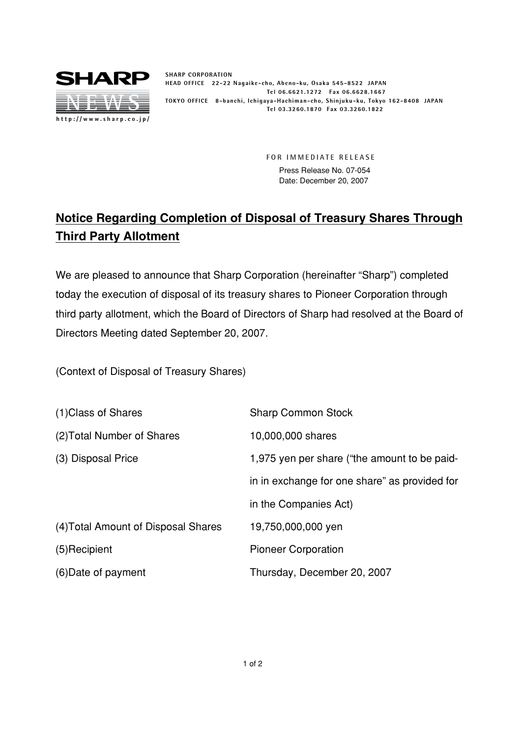SHARP

NEWS

http://www.sharp.co.jp/

SHARP CORPORATION
HEAD OFFICE 22-22 Nagaike-cho, Abeno-ku, Osaka 545-8522 JAPAN
Tel 06.6621.1272 Fax 06.6628.1667
TOKYO OFFICE 8-banchi, Ichigaya-Hachiman-cho, Shinjuku-ku, Tokyo 162-8408 JAPAN
Tel 03.3260.1870 Fax 03.3260.1822

FOR IMMEDIATE RELEASE
Press Release No. 07-054
Date: December 20, 2007

# Notice Regarding Completion of Disposal of Treasury Shares Through Third Party Allotment

We are pleased to announce that Sharp Corporation (hereinafter "Sharp") completed today the execution of disposal of its treasury shares to Pioneer Corporation through third party allotment, which the Board of Directors of Sharp had resolved at the Board of Directors Meeting dated September 20, 2007.

(Context of Disposal of Treasury Shares)

| | |
|---|---|
| (1)Class of Shares | Sharp Common Stock |
| (2)Total Number of Shares | 10,000,000 shares |
| (3) Disposal Price | 1,975 yen per share ("the amount to be paid-in in exchange for one share" as provided for in the Companies Act) |
| (4)Total Amount of Disposal Shares | 19,750,000,000 yen |
| (5)Recipient | Pioneer Corporation |
| (6)Date of payment | Thursday, December 20, 2007 |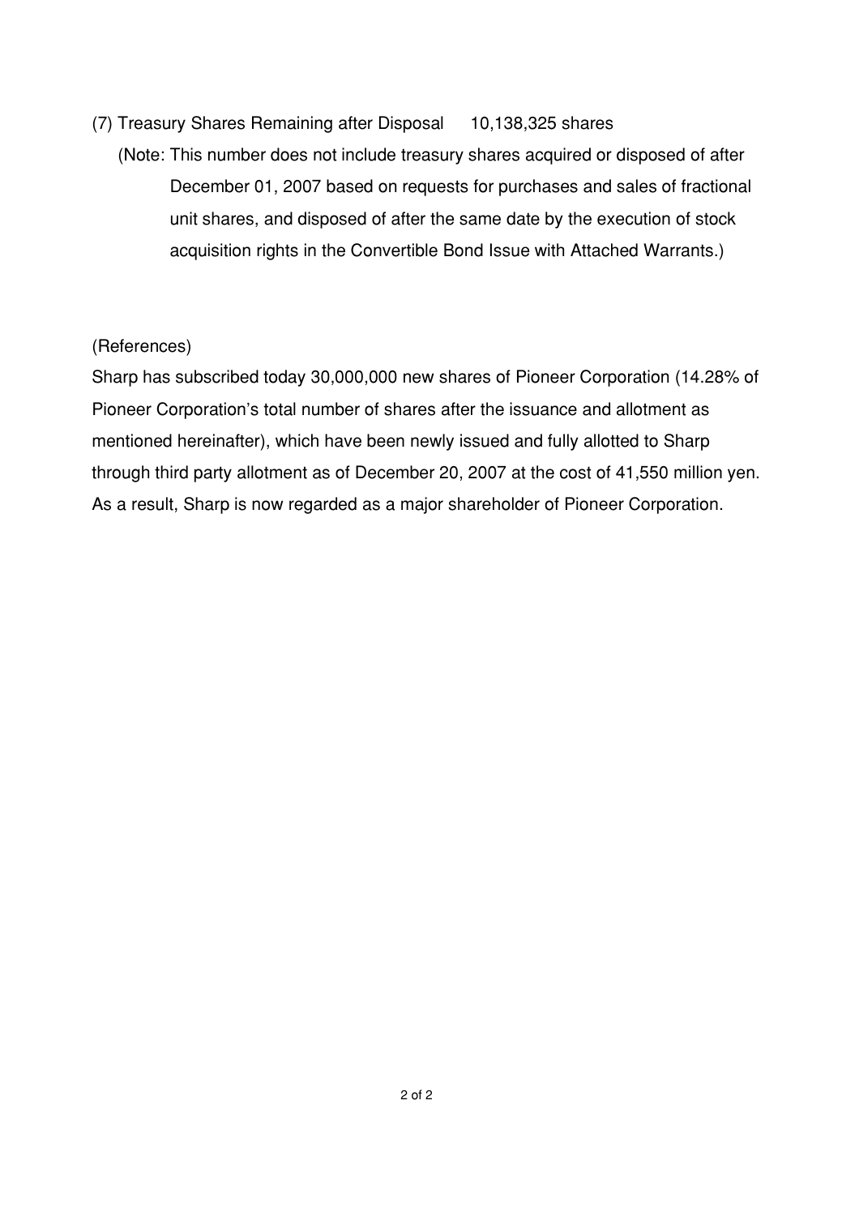(7) Treasury Shares Remaining after Disposal 10,138,325 shares

(Note: This number does not include treasury shares acquired or disposed of after December 01, 2007 based on requests for purchases and sales of fractional unit shares, and disposed of after the same date by the execution of stock acquisition rights in the Convertible Bond Issue with Attached Warrants.)

(References)

Sharp has subscribed today 30,000,000 new shares of Pioneer Corporation (14.28% of Pioneer Corporation's total number of shares after the issuance and allotment as mentioned hereinafter), which have been newly issued and fully allotted to Sharp through third party allotment as of December 20, 2007 at the cost of 41,550 million yen. As a result, Sharp is now regarded as a major shareholder of Pioneer Corporation.